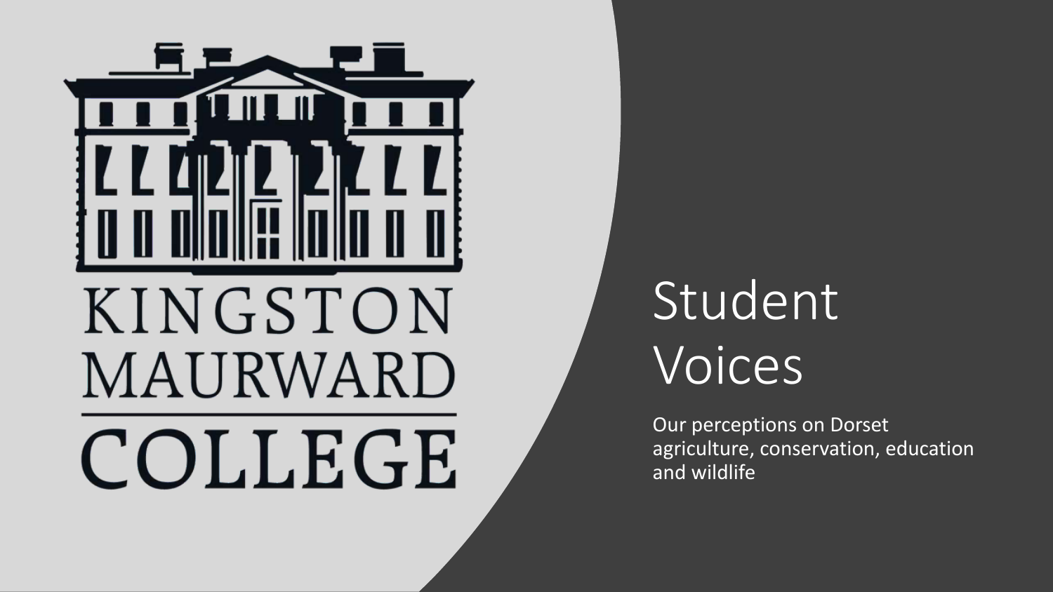KINGSTON MAURWARD COLLEGE

# Student Voices

Our perceptions on Dorset agriculture, conservation, education and wildlife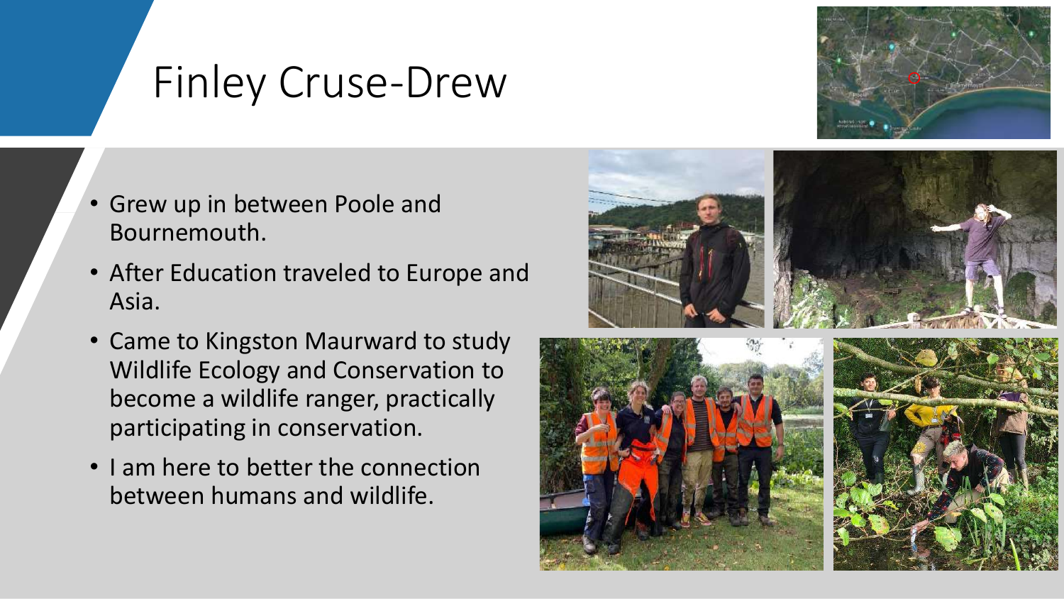# Finley Cruse-Drew

- Grew up in between Poole and Bournemouth.
- After Education traveled to Europe and Asia.
- Came to Kingston Maurward to study Wildlife Ecology and Conservation to become a wildlife ranger, practically participating in conservation.
- I am here to better the connection between humans and wildlife.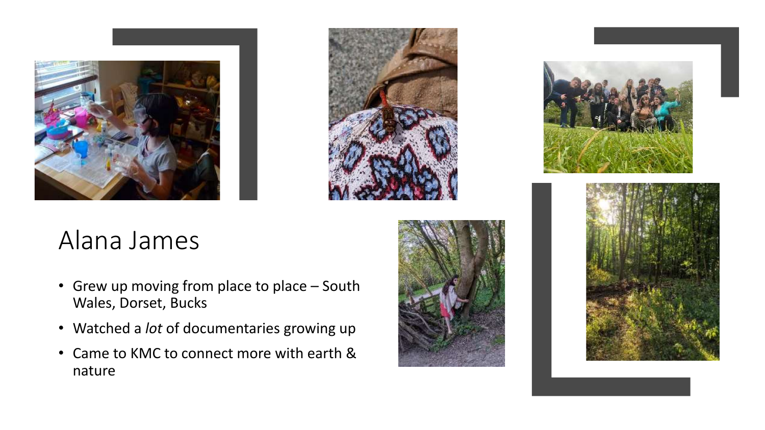# Alana James

- Grew up moving from place to place – South Wales, Dorset, Bucks
- Watched a *lot* of documentaries growing up
- Came to KMC to connect more with earth & nature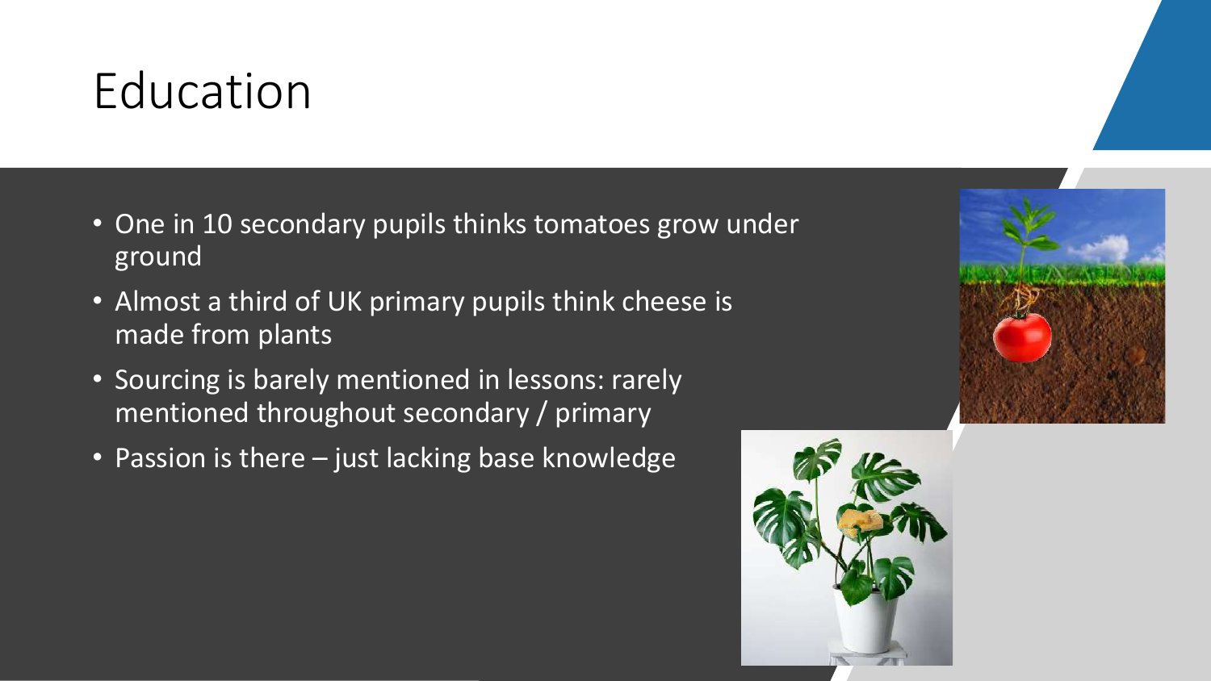# Education

- One in 10 secondary pupils thinks tomatoes grow under ground
- Almost a third of UK primary pupils think cheese is made from plants
- Sourcing is barely mentioned in lessons: rarely mentioned throughout secondary / primary
- Passion is there – just lacking base knowledge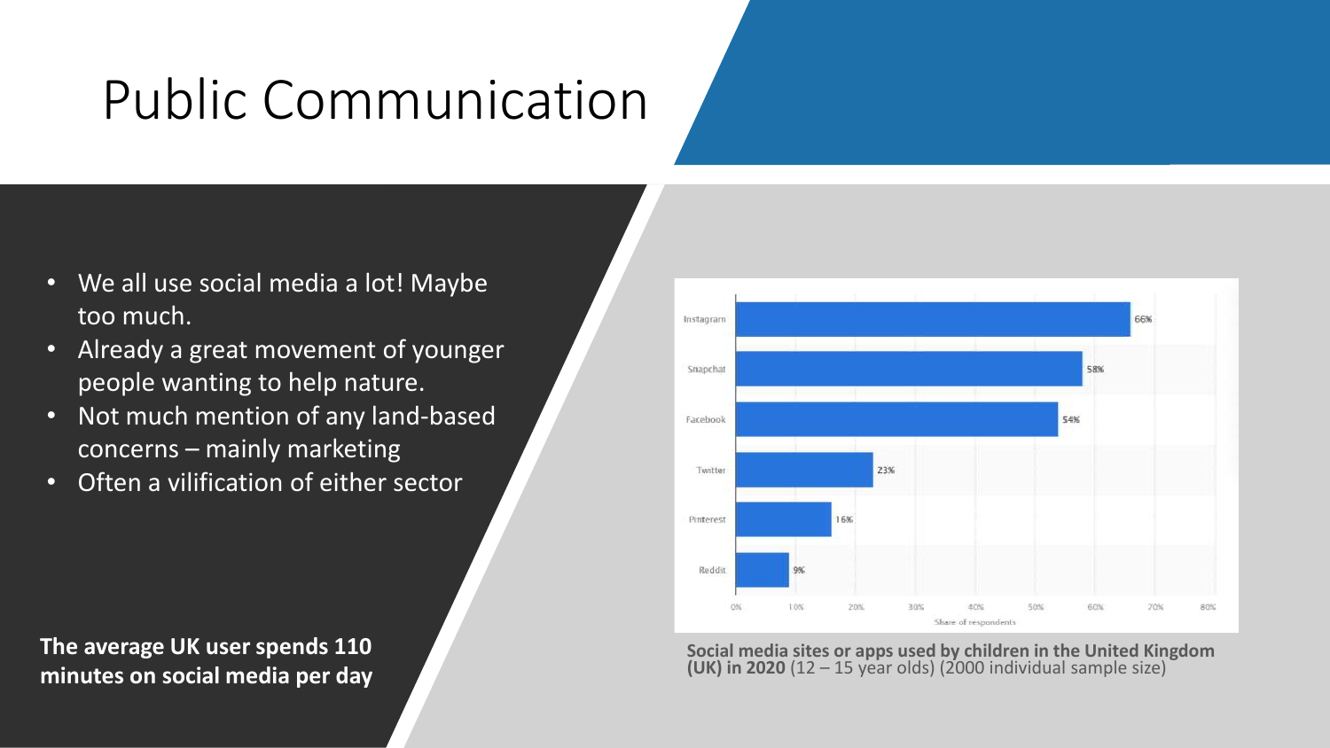# Public Communication

- We all use social media a lot! Maybe too much.
- Already a great movement of younger people wanting to help nature.
- Not much mention of any land-based concerns – mainly marketing
- Often a vilification of either sector

**The average UK user spends 110 minutes on social media per day**

| Platform | Share of respondents |
| --- | --- |
| Instagram | 66% |
| Snapchat | 58% |
| Facebook | 54% |
| Twitter | 23% |
| Pinterest | 16% |
| Reddit | 9% |

**Social media sites or apps used by children in the United Kingdom (UK) in 2020** (12 – 15 year olds) (2000 individual sample size)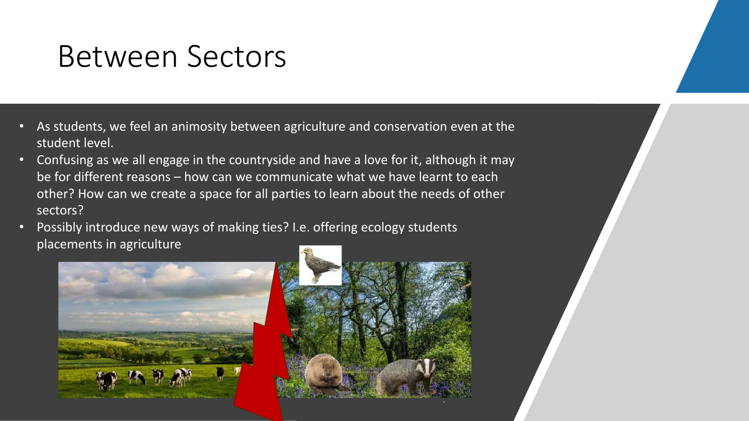# Between Sectors

- As students, we feel an animosity between agriculture and conservation even at the student level.
- Confusing as we all engage in the countryside and have a love for it, although it may be for different reasons – how can we communicate what we have learnt to each other? How can we create a space for all parties to learn about the needs of other sectors?
- Possibly introduce new ways of making ties? I.e. offering ecology students placements in agriculture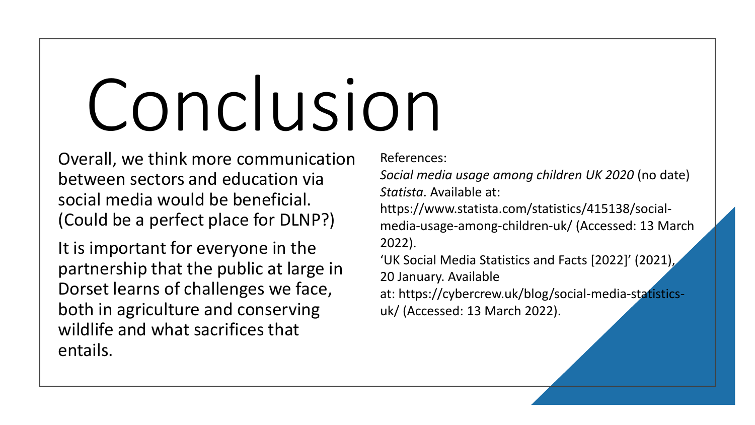# Conclusion

Overall, we think more communication between sectors and education via social media would be beneficial. (Could be a perfect place for DLNP?)

It is important for everyone in the partnership that the public at large in Dorset learns of challenges we face, both in agriculture and conserving wildlife and what sacrifices that entails.

References:

*Social media usage among children UK 2020* (no date) *Statista*. Available at: https://www.statista.com/statistics/415138/social-media-usage-among-children-uk/ (Accessed: 13 March 2022).

'UK Social Media Statistics and Facts [2022]' (2021), 20 January. Available at: https://cybercrew.uk/blog/social-media-statistics-uk/ (Accessed: 13 March 2022).